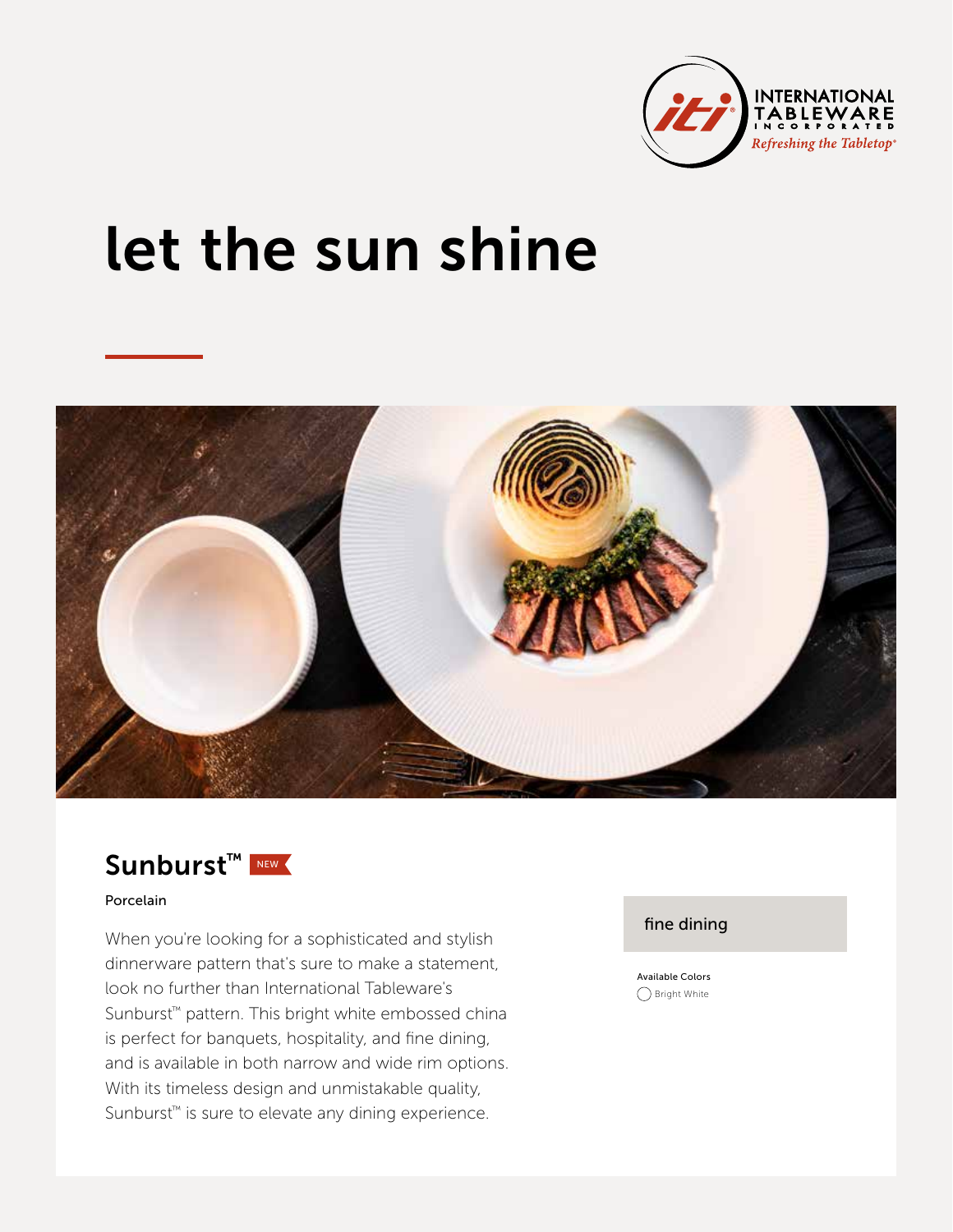INTERNATIONAL TABLEWARE INCORPORATED

*Refreshing the Tabletop*®

# let the sun shine

## Sunburst™ NEW

Porcelain

When you're looking for a sophisticated and stylish dinnerware pattern that's sure to make a statement, look no further than International Tableware's Sunburst™ pattern. This bright white embossed china is perfect for banquets, hospitality, and fine dining, and is available in both narrow and wide rim options. With its timeless design and unmistakable quality, Sunburst™ is sure to elevate any dining experience.

fine dining

Available Colors

Bright White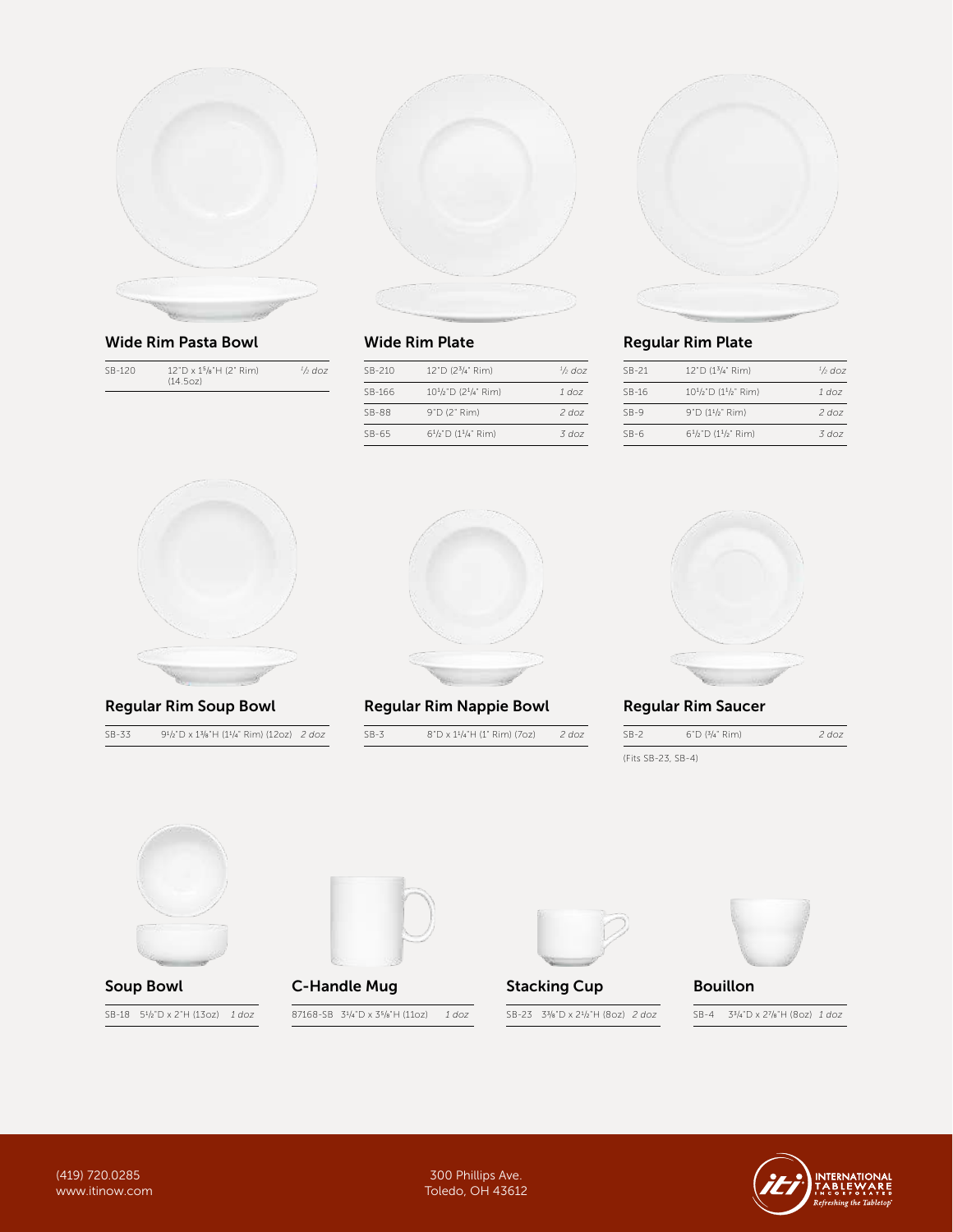## Wide Rim Pasta Bowl

| | | |
|---|---|---|
| SB-120 | 12"D x 1⅝"H (2" Rim) (14.5oz) | ½ doz |

## Wide Rim Plate

| | | |
|---|---|---|
| SB-210 | 12"D (2¾" Rim) | ½ doz |
| SB-166 | 10½"D (2¼" Rim) | 1 doz |
| SB-88 | 9"D (2" Rim) | 2 doz |
| SB-65 | 6½"D (1¼" Rim) | 3 doz |

## Regular Rim Plate

| | | |
|---|---|---|
| SB-21 | 12"D (1¾" Rim) | ½ doz |
| SB-16 | 10½"D (1½" Rim) | 1 doz |
| SB-9 | 9"D (1½" Rim) | 2 doz |
| SB-6 | 6½"D (1½" Rim) | 3 doz |

## Regular Rim Soup Bowl

| | | |
|---|---|---|
| SB-33 | 9½"D x 1⅝"H (1¼" Rim) (12oz) | 2 doz |

## Regular Rim Nappie Bowl

| | | |
|---|---|---|
| SB-3 | 8"D x 1¼"H (1" Rim) (7oz) | 2 doz |

## Regular Rim Saucer

| | | |
|---|---|---|
| SB-2 | 6"D (¾" Rim) | 2 doz |

(Fits SB-23, SB-4)

## Soup Bowl

| | | |
|---|---|---|
| SB-18 | 5½"D x 2"H (13oz) | 1 doz |

## C-Handle Mug

| | | |
|---|---|---|
| 87168-SB | 3¼"D x 3⅝"H (11oz) | 1 doz |

## Stacking Cup

| | | |
|---|---|---|
| SB-23 | 3⅜"D x 2½"H (8oz) | 2 doz |

## Bouillon

| | | |
|---|---|---|
| SB-4 | 3¾"D x 2⅞"H (8oz) | 1 doz |

(419) 720.0285
www.itinow.com

300 Phillips Ave.
Toledo, OH 43612

INTERNATIONAL TABLEWARE INCORPORATED
Refreshing the Tabletop